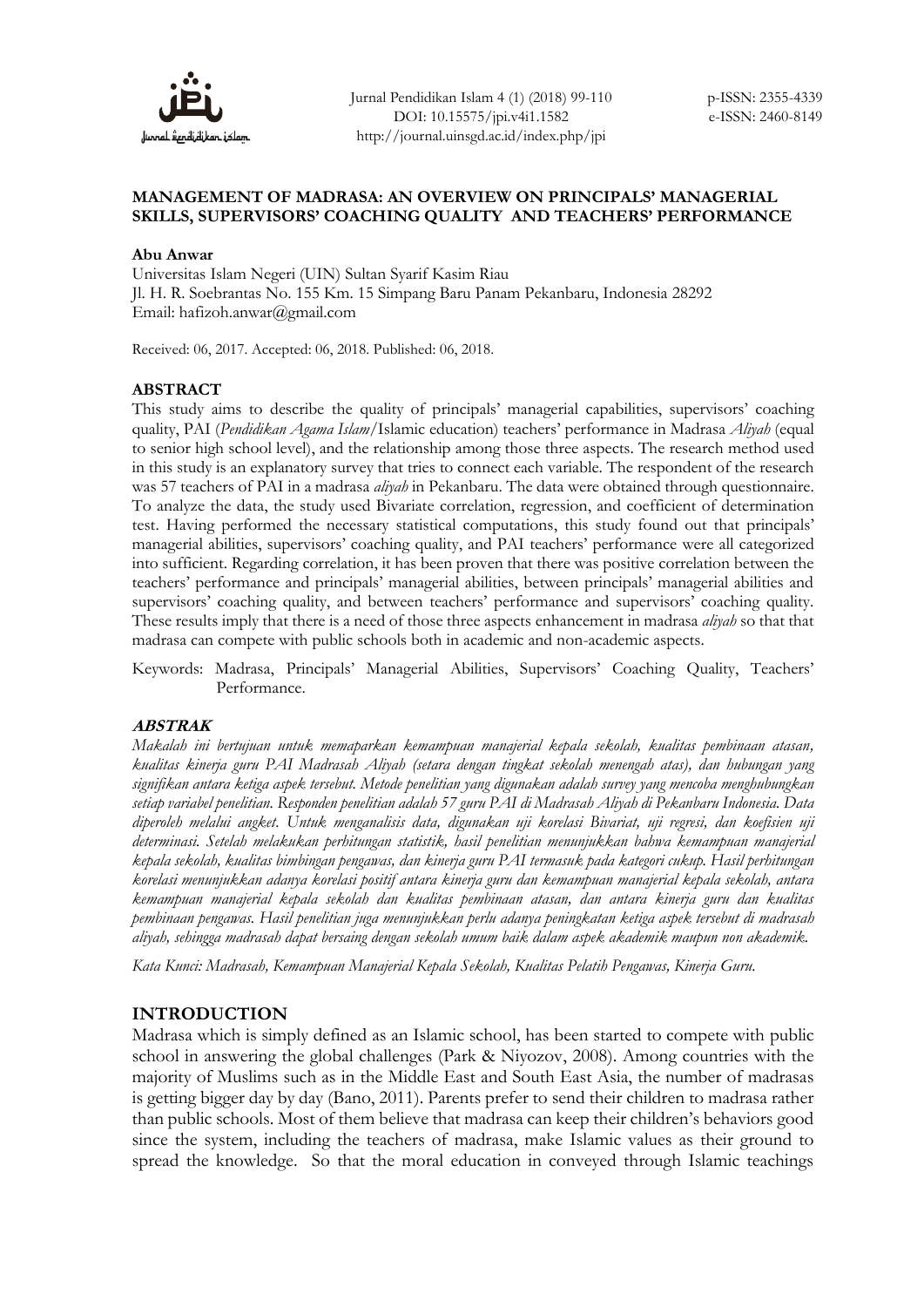**MANAGEMENT OF MADRASA: AN OVERVIEW ON PRINCIPALS' MANAGERIAL SKILLS, SUPERVISORS' COACHING QUALITY AND TEACHERS' PERFORMANCE**

**Abu Anwar**
Universitas Islam Negeri (UIN) Sultan Syarif Kasim Riau
Jl. H. R. Soebrantas No. 155 Km. 15 Simpang Baru Panam Pekanbaru, Indonesia 28292
Email: hafizoh.anwar@gmail.com

Received: 06, 2017. Accepted: 06, 2018. Published: 06, 2018.

**ABSTRACT**

This study aims to describe the quality of principals' managerial capabilities, supervisors' coaching quality, PAI (*Pendidikan Agama Islam*/Islamic education) teachers' performance in Madrasa *Aliyah* (equal to senior high school level), and the relationship among those three aspects. The research method used in this study is an explanatory survey that tries to connect each variable. The respondent of the research was 57 teachers of PAI in a madrasa *aliyah* in Pekanbaru. The data were obtained through questionnaire. To analyze the data, the study used Bivariate correlation, regression, and coefficient of determination test. Having performed the necessary statistical computations, this study found out that principals' managerial abilities, supervisors' coaching quality, and PAI teachers' performance were all categorized into sufficient. Regarding correlation, it has been proven that there was positive correlation between the teachers' performance and principals' managerial abilities, between principals' managerial abilities and supervisors' coaching quality, and between teachers' performance and supervisors' coaching quality. These results imply that there is a need of those three aspects enhancement in madrasa *aliyah* so that that madrasa can compete with public schools both in academic and non-academic aspects.

Keywords: Madrasa, Principals' Managerial Abilities, Supervisors' Coaching Quality, Teachers' Performance.

***ABSTRAK***

*Makalah ini bertujuan untuk memaparkan kemampuan manajerial kepala sekolah, kualitas pembinaan atasan, kualitas kinerja guru PAI Madrasah Aliyah (setara dengan tingkat sekolah menengah atas), dan hubungan yang signifikan antara ketiga aspek tersebut. Metode penelitian yang digunakan adalah survey yang mencoba menghubungkan setiap variabel penelitian. Responden penelitian adalah 57 guru PAI di Madrasah Aliyah di Pekanbaru Indonesia. Data diperoleh melalui angket. Untuk menganalisis data, digunakan uji korelasi Bivariat, uji regresi, dan koefisien uji determinasi. Setelah melakukan perhitungan statistik, hasil penelitian menunjukkan bahwa kemampuan manajerial kepala sekolah, kualitas bimbingan pengawas, dan kinerja guru PAI termasuk pada kategori cukup. Hasil perhitungan korelasi menunjukkan adanya korelasi positif antara kinerja guru dan kemampuan manajerial kepala sekolah, antara kemampuan manajerial kepala sekolah dan kualitas pembinaan atasan, dan antara kinerja guru dan kualitas pembinaan pengawas. Hasil penelitian juga menunjukkan perlu adanya peningkatan ketiga aspek tersebut di madrasah aliyah, sehingga madrasah dapat bersaing dengan sekolah umum baik dalam aspek akademik maupun non akademik.*

*Kata Kunci: Madrasah, Kemampuan Manajerial Kepala Sekolah, Kualitas Pelatih Pengawas, Kinerja Guru.*

## INTRODUCTION

Madrasa which is simply defined as an Islamic school, has been started to compete with public school in answering the global challenges (Park & Niyozov, 2008). Among countries with the majority of Muslims such as in the Middle East and South East Asia, the number of madrasas is getting bigger day by day (Bano, 2011). Parents prefer to send their children to madrasa rather than public schools. Most of them believe that madrasa can keep their children's behaviors good since the system, including the teachers of madrasa, make Islamic values as their ground to spread the knowledge. So that the moral education in conveyed through Islamic teachings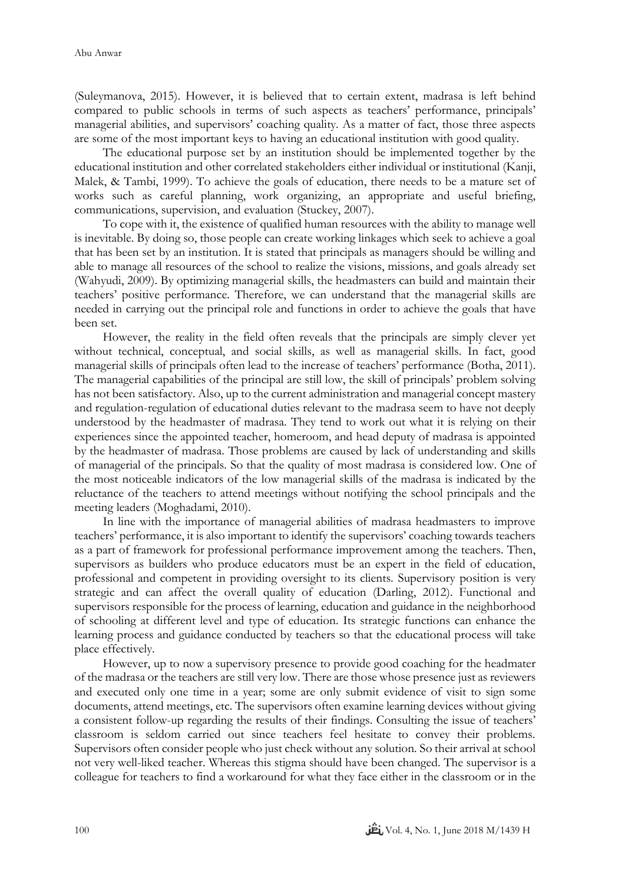(Suleymanova, 2015). However, it is believed that to certain extent, madrasa is left behind compared to public schools in terms of such aspects as teachers' performance, principals' managerial abilities, and supervisors' coaching quality. As a matter of fact, those three aspects are some of the most important keys to having an educational institution with good quality.

The educational purpose set by an institution should be implemented together by the educational institution and other correlated stakeholders either individual or institutional (Kanji, Malek, & Tambi, 1999). To achieve the goals of education, there needs to be a mature set of works such as careful planning, work organizing, an appropriate and useful briefing, communications, supervision, and evaluation (Stuckey, 2007).

To cope with it, the existence of qualified human resources with the ability to manage well is inevitable. By doing so, those people can create working linkages which seek to achieve a goal that has been set by an institution. It is stated that principals as managers should be willing and able to manage all resources of the school to realize the visions, missions, and goals already set (Wahyudi, 2009). By optimizing managerial skills, the headmasters can build and maintain their teachers' positive performance. Therefore, we can understand that the managerial skills are needed in carrying out the principal role and functions in order to achieve the goals that have been set.

However, the reality in the field often reveals that the principals are simply clever yet without technical, conceptual, and social skills, as well as managerial skills. In fact, good managerial skills of principals often lead to the increase of teachers' performance (Botha, 2011). The managerial capabilities of the principal are still low, the skill of principals' problem solving has not been satisfactory. Also, up to the current administration and managerial concept mastery and regulation-regulation of educational duties relevant to the madrasa seem to have not deeply understood by the headmaster of madrasa. They tend to work out what it is relying on their experiences since the appointed teacher, homeroom, and head deputy of madrasa is appointed by the headmaster of madrasa. Those problems are caused by lack of understanding and skills of managerial of the principals. So that the quality of most madrasa is considered low. One of the most noticeable indicators of the low managerial skills of the madrasa is indicated by the reluctance of the teachers to attend meetings without notifying the school principals and the meeting leaders (Moghadami, 2010).

In line with the importance of managerial abilities of madrasa headmasters to improve teachers' performance, it is also important to identify the supervisors' coaching towards teachers as a part of framework for professional performance improvement among the teachers. Then, supervisors as builders who produce educators must be an expert in the field of education, professional and competent in providing oversight to its clients. Supervisory position is very strategic and can affect the overall quality of education (Darling, 2012). Functional and supervisors responsible for the process of learning, education and guidance in the neighborhood of schooling at different level and type of education. Its strategic functions can enhance the learning process and guidance conducted by teachers so that the educational process will take place effectively.

However, up to now a supervisory presence to provide good coaching for the headmater of the madrasa or the teachers are still very low. There are those whose presence just as reviewers and executed only one time in a year; some are only submit evidence of visit to sign some documents, attend meetings, etc. The supervisors often examine learning devices without giving a consistent follow-up regarding the results of their findings. Consulting the issue of teachers' classroom is seldom carried out since teachers feel hesitate to convey their problems. Supervisors often consider people who just check without any solution. So their arrival at school not very well-liked teacher. Whereas this stigma should have been changed. The supervisor is a colleague for teachers to find a workaround for what they face either in the classroom or in the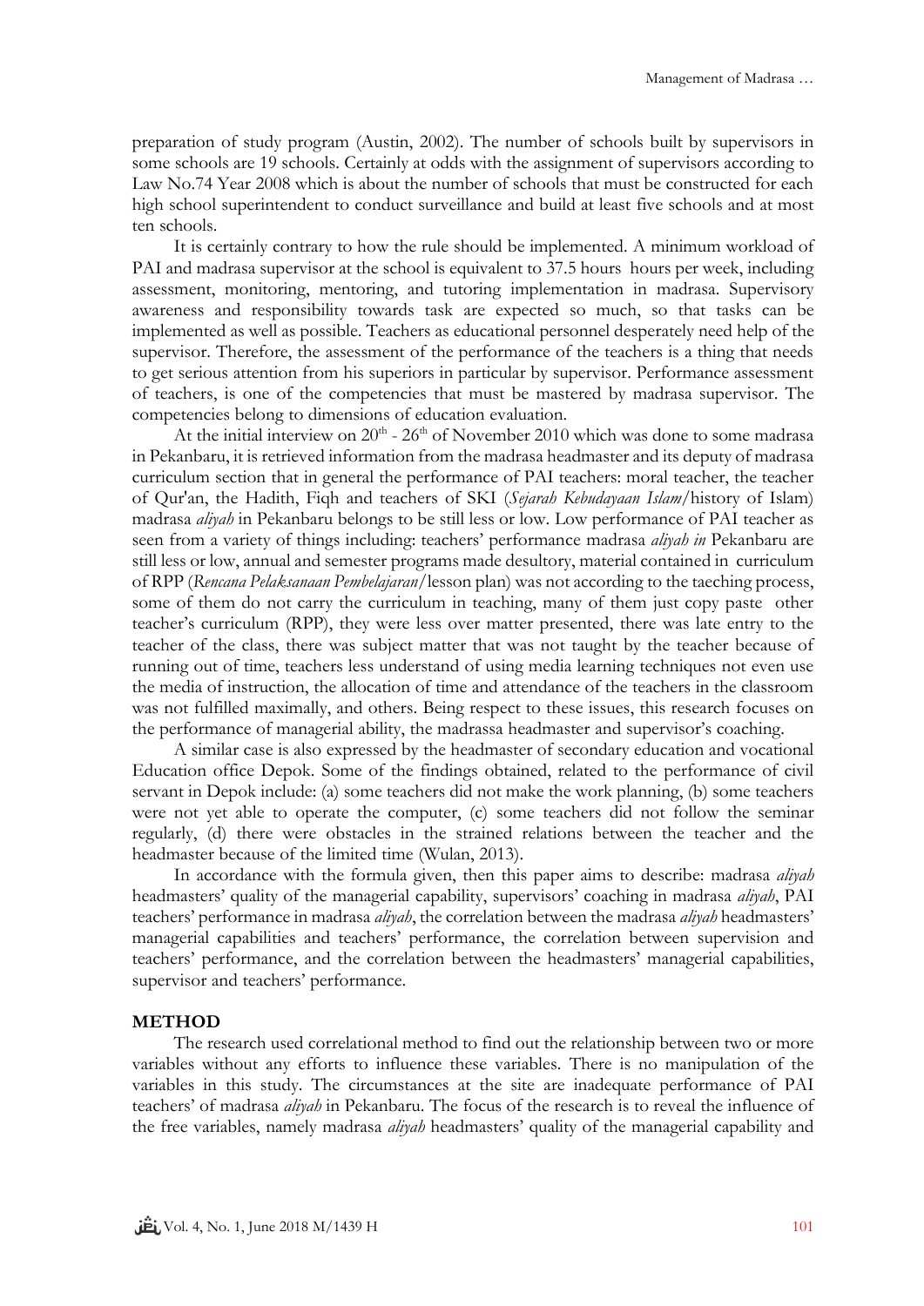preparation of study program (Austin, 2002). The number of schools built by supervisors in some schools are 19 schools. Certainly at odds with the assignment of supervisors according to Law No.74 Year 2008 which is about the number of schools that must be constructed for each high school superintendent to conduct surveillance and build at least five schools and at most ten schools.

It is certainly contrary to how the rule should be implemented. A minimum workload of PAI and madrasa supervisor at the school is equivalent to 37.5 hours hours per week, including assessment, monitoring, mentoring, and tutoring implementation in madrasa. Supervisory awareness and responsibility towards task are expected so much, so that tasks can be implemented as well as possible. Teachers as educational personnel desperately need help of the supervisor. Therefore, the assessment of the performance of the teachers is a thing that needs to get serious attention from his superiors in particular by supervisor. Performance assessment of teachers, is one of the competencies that must be mastered by madrasa supervisor. The competencies belong to dimensions of education evaluation.

At the initial interview on 20th - 26th of November 2010 which was done to some madrasa in Pekanbaru, it is retrieved information from the madrasa headmaster and its deputy of madrasa curriculum section that in general the performance of PAI teachers: moral teacher, the teacher of Qur'an, the Hadith, Fiqh and teachers of SKI (*Sejarah Kebudayaan Islam*/history of Islam) madrasa *aliyah* in Pekanbaru belongs to be still less or low. Low performance of PAI teacher as seen from a variety of things including: teachers' performance madrasa *aliyah in* Pekanbaru are still less or low, annual and semester programs made desultory, material contained in curriculum of RPP (*Rencana Pelaksanaan Pembelajaran*/lesson plan) was not according to the taeching process, some of them do not carry the curriculum in teaching, many of them just copy paste other teacher's curriculum (RPP), they were less over matter presented, there was late entry to the teacher of the class, there was subject matter that was not taught by the teacher because of running out of time, teachers less understand of using media learning techniques not even use the media of instruction, the allocation of time and attendance of the teachers in the classroom was not fulfilled maximally, and others. Being respect to these issues, this research focuses on the performance of managerial ability, the madrassa headmaster and supervisor's coaching.

A similar case is also expressed by the headmaster of secondary education and vocational Education office Depok. Some of the findings obtained, related to the performance of civil servant in Depok include: (a) some teachers did not make the work planning, (b) some teachers were not yet able to operate the computer, (c) some teachers did not follow the seminar regularly, (d) there were obstacles in the strained relations between the teacher and the headmaster because of the limited time (Wulan, 2013).

In accordance with the formula given, then this paper aims to describe: madrasa *aliyah* headmasters' quality of the managerial capability, supervisors' coaching in madrasa *aliyah*, PAI teachers' performance in madrasa *aliyah*, the correlation between the madrasa *aliyah* headmasters' managerial capabilities and teachers' performance, the correlation between supervision and teachers' performance, and the correlation between the headmasters' managerial capabilities, supervisor and teachers' performance.

## METHOD

The research used correlational method to find out the relationship between two or more variables without any efforts to influence these variables. There is no manipulation of the variables in this study. The circumstances at the site are inadequate performance of PAI teachers' of madrasa *aliyah* in Pekanbaru. The focus of the research is to reveal the influence of the free variables, namely madrasa *aliyah* headmasters' quality of the managerial capability and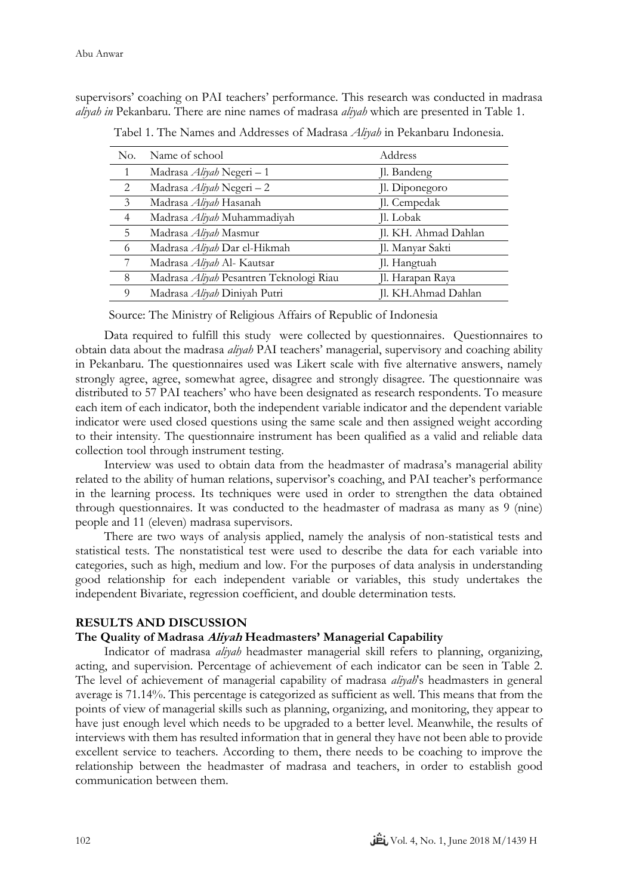supervisors' coaching on PAI teachers' performance. This research was conducted in madrasa *aliyah in* Pekanbaru. There are nine names of madrasa *aliyah* which are presented in Table 1.

Tabel 1. The Names and Addresses of Madrasa *Aliyah* in Pekanbaru Indonesia.

| No. | Name of school | Address |
|---|---|---|
| 1 | Madrasa *Aliyah* Negeri – 1 | Jl. Bandeng |
| 2 | Madrasa *Aliyah* Negeri – 2 | Jl. Diponegoro |
| 3 | Madrasa *Aliyah* Hasanah | Jl. Cempedak |
| 4 | Madrasa *Aliyah* Muhammadiyah | Jl. Lobak |
| 5 | Madrasa *Aliyah* Masmur | Jl. KH. Ahmad Dahlan |
| 6 | Madrasa *Aliyah* Dar el-Hikmah | Jl. Manyar Sakti |
| 7 | Madrasa *Aliyah* Al- Kautsar | Jl. Hangtuah |
| 8 | Madrasa *Aliyah* Pesantren Teknologi Riau | Jl. Harapan Raya |
| 9 | Madrasa *Aliyah* Diniyah Putri | Jl. KH.Ahmad Dahlan |

Source: The Ministry of Religious Affairs of Republic of Indonesia

Data required to fulfill this study were collected by questionnaires. Questionnaires to obtain data about the madrasa *aliyah* PAI teachers' managerial, supervisory and coaching ability in Pekanbaru. The questionnaires used was Likert scale with five alternative answers, namely strongly agree, agree, somewhat agree, disagree and strongly disagree. The questionnaire was distributed to 57 PAI teachers' who have been designated as research respondents. To measure each item of each indicator, both the independent variable indicator and the dependent variable indicator were used closed questions using the same scale and then assigned weight according to their intensity. The questionnaire instrument has been qualified as a valid and reliable data collection tool through instrument testing.

Interview was used to obtain data from the headmaster of madrasa's managerial ability related to the ability of human relations, supervisor's coaching, and PAI teacher's performance in the learning process. Its techniques were used in order to strengthen the data obtained through questionnaires. It was conducted to the headmaster of madrasa as many as 9 (nine) people and 11 (eleven) madrasa supervisors.

There are two ways of analysis applied, namely the analysis of non-statistical tests and statistical tests. The nonstatistical test were used to describe the data for each variable into categories, such as high, medium and low. For the purposes of data analysis in understanding good relationship for each independent variable or variables, this study undertakes the independent Bivariate, regression coefficient, and double determination tests.

## RESULTS AND DISCUSSION

### The Quality of Madrasa *Aliyah* Headmasters' Managerial Capability

Indicator of madrasa *aliyah* headmaster managerial skill refers to planning, organizing, acting, and supervision. Percentage of achievement of each indicator can be seen in Table 2. The level of achievement of managerial capability of madrasa *aliyah*'s headmasters in general average is 71.14%. This percentage is categorized as sufficient as well. This means that from the points of view of managerial skills such as planning, organizing, and monitoring, they appear to have just enough level which needs to be upgraded to a better level. Meanwhile, the results of interviews with them has resulted information that in general they have not been able to provide excellent service to teachers. According to them, there needs to be coaching to improve the relationship between the headmaster of madrasa and teachers, in order to establish good communication between them.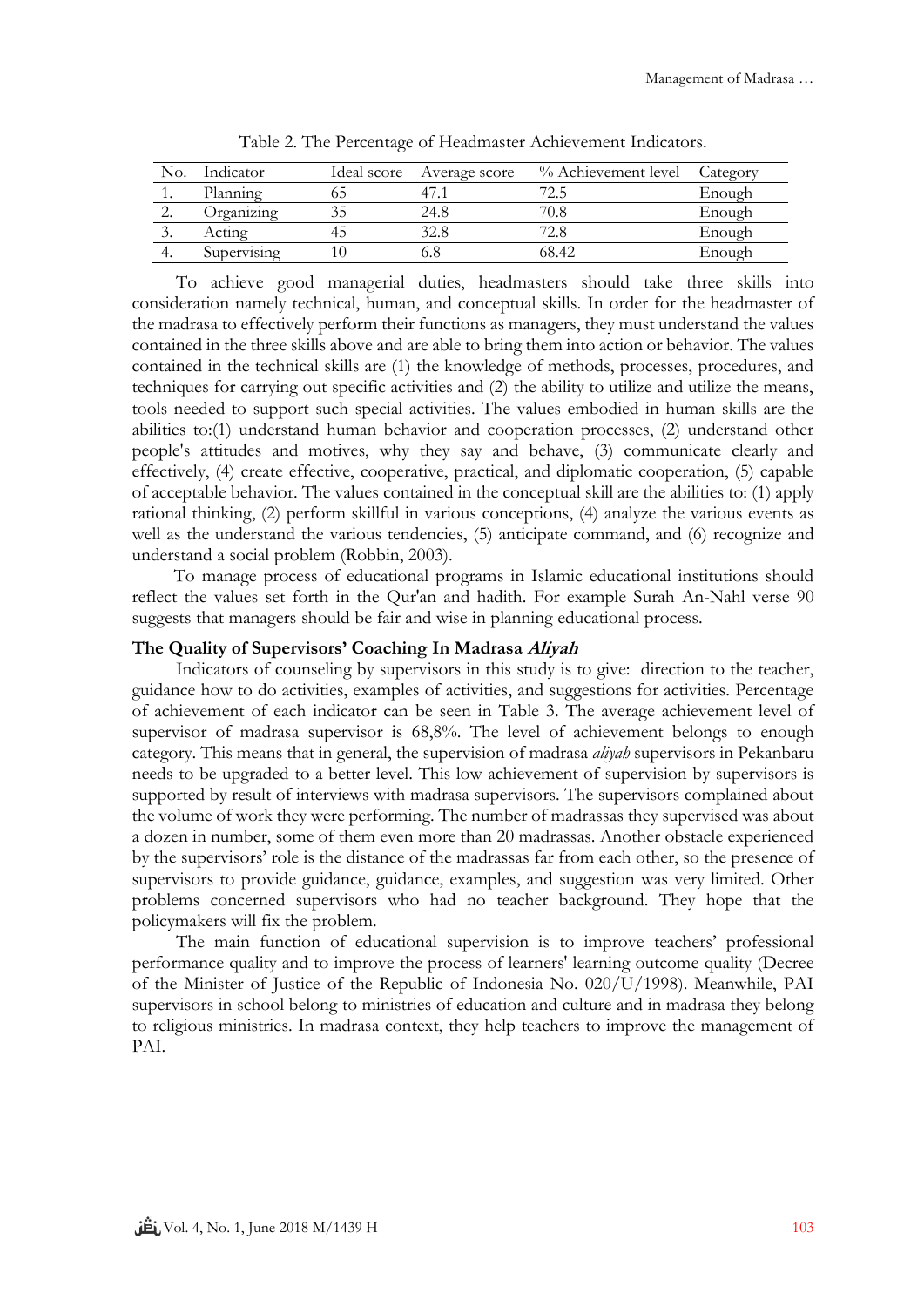Table 2. The Percentage of Headmaster Achievement Indicators.

| No. | Indicator | Ideal score | Average score | % Achievement level | Category |
|---|---|---|---|---|---|
| 1. | Planning | 65 | 47.1 | 72.5 | Enough |
| 2. | Organizing | 35 | 24.8 | 70.8 | Enough |
| 3. | Acting | 45 | 32.8 | 72.8 | Enough |
| 4. | Supervising | 10 | 6.8 | 68.42 | Enough |

To achieve good managerial duties, headmasters should take three skills into consideration namely technical, human, and conceptual skills. In order for the headmaster of the madrasa to effectively perform their functions as managers, they must understand the values contained in the three skills above and are able to bring them into action or behavior. The values contained in the technical skills are (1) the knowledge of methods, processes, procedures, and techniques for carrying out specific activities and (2) the ability to utilize and utilize the means, tools needed to support such special activities. The values embodied in human skills are the abilities to:(1) understand human behavior and cooperation processes, (2) understand other people's attitudes and motives, why they say and behave, (3) communicate clearly and effectively, (4) create effective, cooperative, practical, and diplomatic cooperation, (5) capable of acceptable behavior. The values contained in the conceptual skill are the abilities to: (1) apply rational thinking, (2) perform skillful in various conceptions, (4) analyze the various events as well as the understand the various tendencies, (5) anticipate command, and (6) recognize and understand a social problem (Robbin, 2003).

To manage process of educational programs in Islamic educational institutions should reflect the values set forth in the Qur'an and hadith. For example Surah An-Nahl verse 90 suggests that managers should be fair and wise in planning educational process.

### The Quality of Supervisors' Coaching In Madrasa *Aliyah*

Indicators of counseling by supervisors in this study is to give: direction to the teacher, guidance how to do activities, examples of activities, and suggestions for activities. Percentage of achievement of each indicator can be seen in Table 3. The average achievement level of supervisor of madrasa supervisor is 68,8%. The level of achievement belongs to enough category. This means that in general, the supervision of madrasa *aliyah* supervisors in Pekanbaru needs to be upgraded to a better level. This low achievement of supervision by supervisors is supported by result of interviews with madrasa supervisors. The supervisors complained about the volume of work they were performing. The number of madrassas they supervised was about a dozen in number, some of them even more than 20 madrassas. Another obstacle experienced by the supervisors' role is the distance of the madrassas far from each other, so the presence of supervisors to provide guidance, guidance, examples, and suggestion was very limited. Other problems concerned supervisors who had no teacher background. They hope that the policymakers will fix the problem.

The main function of educational supervision is to improve teachers' professional performance quality and to improve the process of learners' learning outcome quality (Decree of the Minister of Justice of the Republic of Indonesia No. 020/U/1998). Meanwhile, PAI supervisors in school belong to ministries of education and culture and in madrasa they belong to religious ministries. In madrasa context, they help teachers to improve the management of PAI.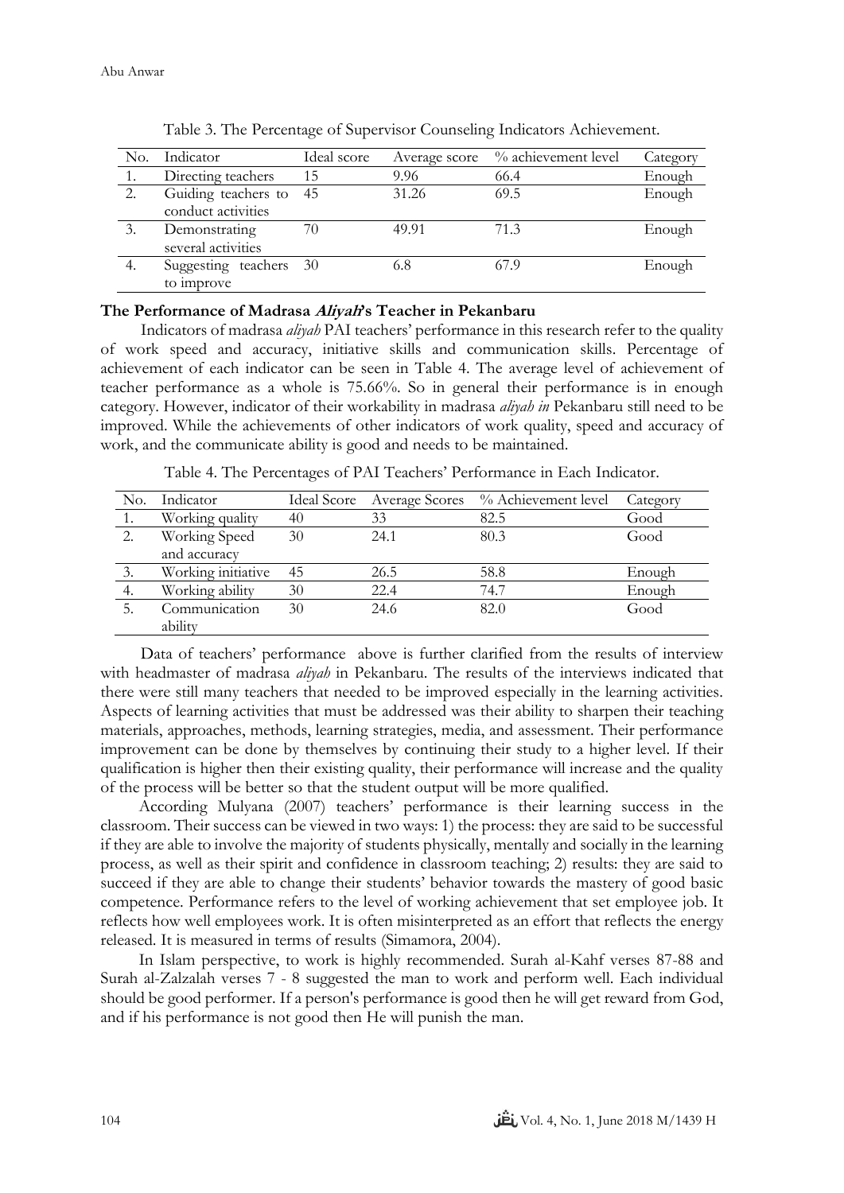Table 3. The Percentage of Supervisor Counseling Indicators Achievement.

| No. | Indicator | Ideal score | Average score | % achievement level | Category |
|---|---|---|---|---|---|
| 1. | Directing teachers | 15 | 9.96 | 66.4 | Enough |
| 2. | Guiding teachers to conduct activities | 45 | 31.26 | 69.5 | Enough |
| 3. | Demonstrating several activities | 70 | 49.91 | 71.3 | Enough |
| 4. | Suggesting teachers to improve | 30 | 6.8 | 67.9 | Enough |

**The Performance of Madrasa *Aliyah*'s Teacher in Pekanbaru**

Indicators of madrasa *aliyah* PAI teachers' performance in this research refer to the quality of work speed and accuracy, initiative skills and communication skills. Percentage of achievement of each indicator can be seen in Table 4. The average level of achievement of teacher performance as a whole is 75.66%. So in general their performance is in enough category. However, indicator of their workability in madrasa *aliyah in* Pekanbaru still need to be improved. While the achievements of other indicators of work quality, speed and accuracy of work, and the communicate ability is good and needs to be maintained.

Table 4. The Percentages of PAI Teachers' Performance in Each Indicator.

| No. | Indicator | Ideal Score | Average Scores | % Achievement level | Category |
|---|---|---|---|---|---|
| 1. | Working quality | 40 | 33 | 82.5 | Good |
| 2. | Working Speed and accuracy | 30 | 24.1 | 80.3 | Good |
| 3. | Working initiative | 45 | 26.5 | 58.8 | Enough |
| 4. | Working ability | 30 | 22.4 | 74.7 | Enough |
| 5. | Communication ability | 30 | 24.6 | 82.0 | Good |

Data of teachers' performance above is further clarified from the results of interview with headmaster of madrasa *aliyah* in Pekanbaru. The results of the interviews indicated that there were still many teachers that needed to be improved especially in the learning activities. Aspects of learning activities that must be addressed was their ability to sharpen their teaching materials, approaches, methods, learning strategies, media, and assessment. Their performance improvement can be done by themselves by continuing their study to a higher level. If their qualification is higher then their existing quality, their performance will increase and the quality of the process will be better so that the student output will be more qualified.

According Mulyana (2007) teachers' performance is their learning success in the classroom. Their success can be viewed in two ways: 1) the process: they are said to be successful if they are able to involve the majority of students physically, mentally and socially in the learning process, as well as their spirit and confidence in classroom teaching; 2) results: they are said to succeed if they are able to change their students' behavior towards the mastery of good basic competence. Performance refers to the level of working achievement that set employee job. It reflects how well employees work. It is often misinterpreted as an effort that reflects the energy released. It is measured in terms of results (Simamora, 2004).

In Islam perspective, to work is highly recommended. Surah al-Kahf verses 87-88 and Surah al-Zalzalah verses 7 - 8 suggested the man to work and perform well. Each individual should be good performer. If a person's performance is good then he will get reward from God, and if his performance is not good then He will punish the man.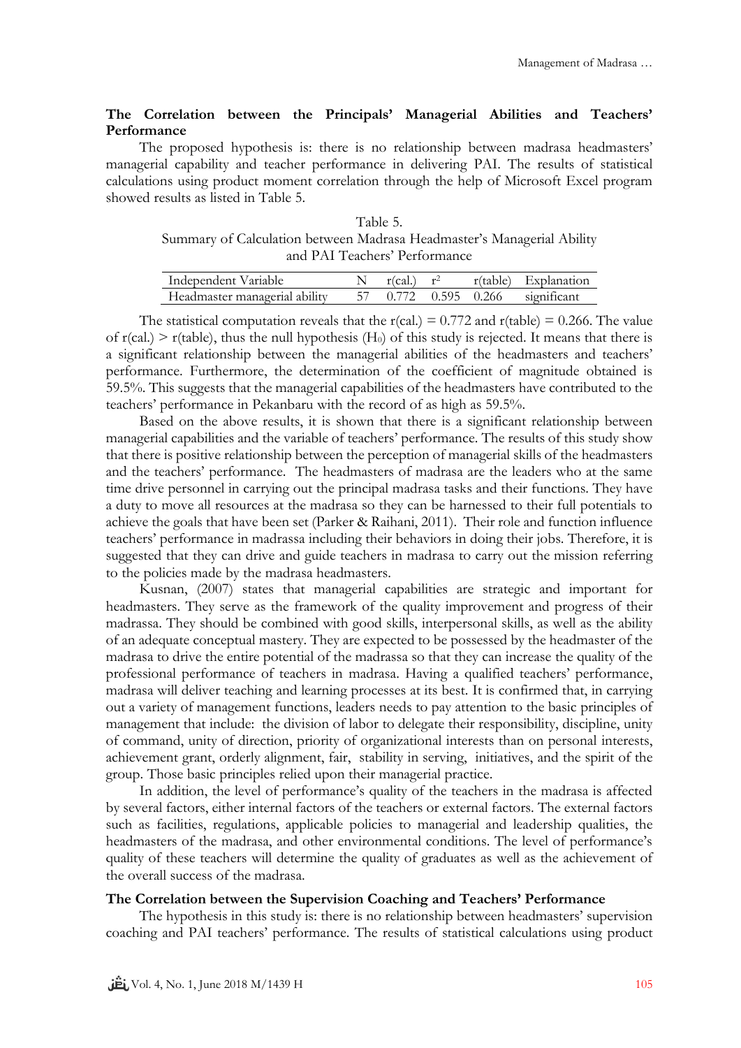### The Correlation between the Principals' Managerial Abilities and Teachers' Performance

The proposed hypothesis is: there is no relationship between madrasa headmasters' managerial capability and teacher performance in delivering PAI. The results of statistical calculations using product moment correlation through the help of Microsoft Excel program showed results as listed in Table 5.

Table 5.
Summary of Calculation between Madrasa Headmaster's Managerial Ability and PAI Teachers' Performance

| Independent Variable | N | r(cal.) | $r^2$ | r(table) | Explanation |
|---|---|---|---|---|---|
| Headmaster managerial ability | 57 | 0.772 | 0.595 | 0.266 | significant |

The statistical computation reveals that the r(cal.) = 0.772 and r(table) = 0.266. The value of r(cal.) > r(table), thus the null hypothesis ($H_0$) of this study is rejected. It means that there is a significant relationship between the managerial abilities of the headmasters and teachers' performance. Furthermore, the determination of the coefficient of magnitude obtained is 59.5%. This suggests that the managerial capabilities of the headmasters have contributed to the teachers' performance in Pekanbaru with the record of as high as 59.5%.

Based on the above results, it is shown that there is a significant relationship between managerial capabilities and the variable of teachers' performance. The results of this study show that there is positive relationship between the perception of managerial skills of the headmasters and the teachers' performance. The headmasters of madrasa are the leaders who at the same time drive personnel in carrying out the principal madrasa tasks and their functions. They have a duty to move all resources at the madrasa so they can be harnessed to their full potentials to achieve the goals that have been set (Parker & Raihani, 2011). Their role and function influence teachers' performance in madrassa including their behaviors in doing their jobs. Therefore, it is suggested that they can drive and guide teachers in madrasa to carry out the mission referring to the policies made by the madrasa headmasters.

Kusnan, (2007) states that managerial capabilities are strategic and important for headmasters. They serve as the framework of the quality improvement and progress of their madrassa. They should be combined with good skills, interpersonal skills, as well as the ability of an adequate conceptual mastery. They are expected to be possessed by the headmaster of the madrasa to drive the entire potential of the madrassa so that they can increase the quality of the professional performance of teachers in madrasa. Having a qualified teachers' performance, madrasa will deliver teaching and learning processes at its best. It is confirmed that, in carrying out a variety of management functions, leaders needs to pay attention to the basic principles of management that include: the division of labor to delegate their responsibility, discipline, unity of command, unity of direction, priority of organizational interests than on personal interests, achievement grant, orderly alignment, fair, stability in serving, initiatives, and the spirit of the group. Those basic principles relied upon their managerial practice.

In addition, the level of performance's quality of the teachers in the madrasa is affected by several factors, either internal factors of the teachers or external factors. The external factors such as facilities, regulations, applicable policies to managerial and leadership qualities, the headmasters of the madrasa, and other environmental conditions. The level of performance's quality of these teachers will determine the quality of graduates as well as the achievement of the overall success of the madrasa.

### The Correlation between the Supervision Coaching and Teachers' Performance

The hypothesis in this study is: there is no relationship between headmasters' supervision coaching and PAI teachers' performance. The results of statistical calculations using product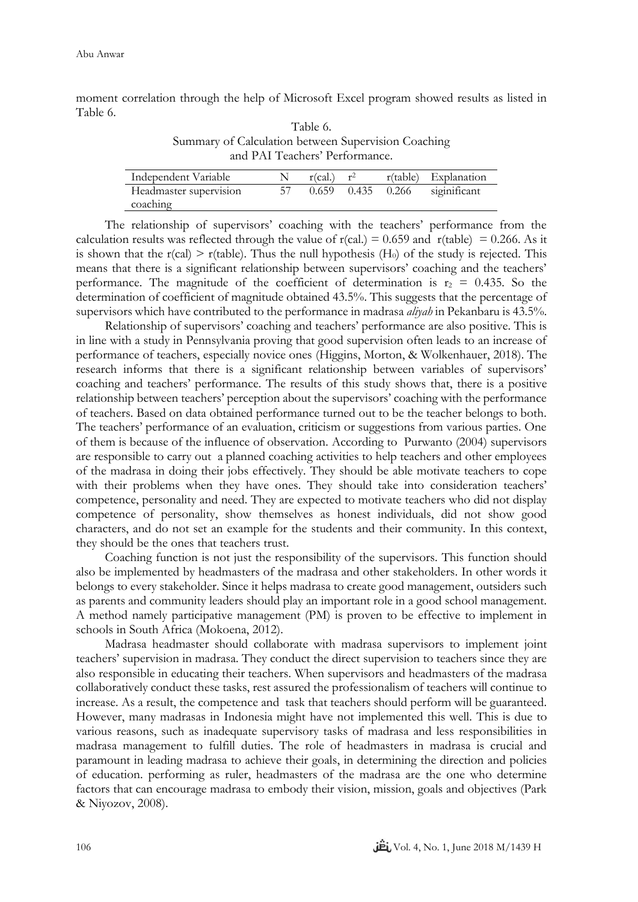moment correlation through the help of Microsoft Excel program showed results as listed in Table 6.

Table 6.
Summary of Calculation between Supervision Coaching and PAI Teachers' Performance.

| Independent Variable | N | r(cal.) | $r^2$ | r(table) | Explanation |
|---|---|---|---|---|---|
| Headmaster supervision coaching | 57 | 0.659 | 0.435 | 0.266 | siginificant |

The relationship of supervisors' coaching with the teachers' performance from the calculation results was reflected through the value of r(cal.) = 0.659 and r(table) = 0.266. As it is shown that the r(cal) > r(table). Thus the null hypothesis ($H_0$) of the study is rejected. This means that there is a significant relationship between supervisors' coaching and the teachers' performance. The magnitude of the coefficient of determination is $r_2$ = 0.435. So the determination of coefficient of magnitude obtained 43.5%. This suggests that the percentage of supervisors which have contributed to the performance in madrasa *aliyah* in Pekanbaru is 43.5%.

Relationship of supervisors' coaching and teachers' performance are also positive. This is in line with a study in Pennsylvania proving that good supervision often leads to an increase of performance of teachers, especially novice ones (Higgins, Morton, & Wolkenhauer, 2018). The research informs that there is a significant relationship between variables of supervisors' coaching and teachers' performance. The results of this study shows that, there is a positive relationship between teachers' perception about the supervisors' coaching with the performance of teachers. Based on data obtained performance turned out to be the teacher belongs to both. The teachers' performance of an evaluation, criticism or suggestions from various parties. One of them is because of the influence of observation. According to Purwanto (2004) supervisors are responsible to carry out a planned coaching activities to help teachers and other employees of the madrasa in doing their jobs effectively. They should be able motivate teachers to cope with their problems when they have ones. They should take into consideration teachers' competence, personality and need. They are expected to motivate teachers who did not display competence of personality, show themselves as honest individuals, did not show good characters, and do not set an example for the students and their community. In this context, they should be the ones that teachers trust.

Coaching function is not just the responsibility of the supervisors. This function should also be implemented by headmasters of the madrasa and other stakeholders. In other words it belongs to every stakeholder. Since it helps madrasa to create good management, outsiders such as parents and community leaders should play an important role in a good school management. A method namely participative management (PM) is proven to be effective to implement in schools in South Africa (Mokoena, 2012).

Madrasa headmaster should collaborate with madrasa supervisors to implement joint teachers' supervision in madrasa. They conduct the direct supervision to teachers since they are also responsible in educating their teachers. When supervisors and headmasters of the madrasa collaboratively conduct these tasks, rest assured the professionalism of teachers will continue to increase. As a result, the competence and task that teachers should perform will be guaranteed. However, many madrasas in Indonesia might have not implemented this well. This is due to various reasons, such as inadequate supervisory tasks of madrasa and less responsibilities in madrasa management to fulfill duties. The role of headmasters in madrasa is crucial and paramount in leading madrasa to achieve their goals, in determining the direction and policies of education. performing as ruler, headmasters of the madrasa are the one who determine factors that can encourage madrasa to embody their vision, mission, goals and objectives (Park & Niyozov, 2008).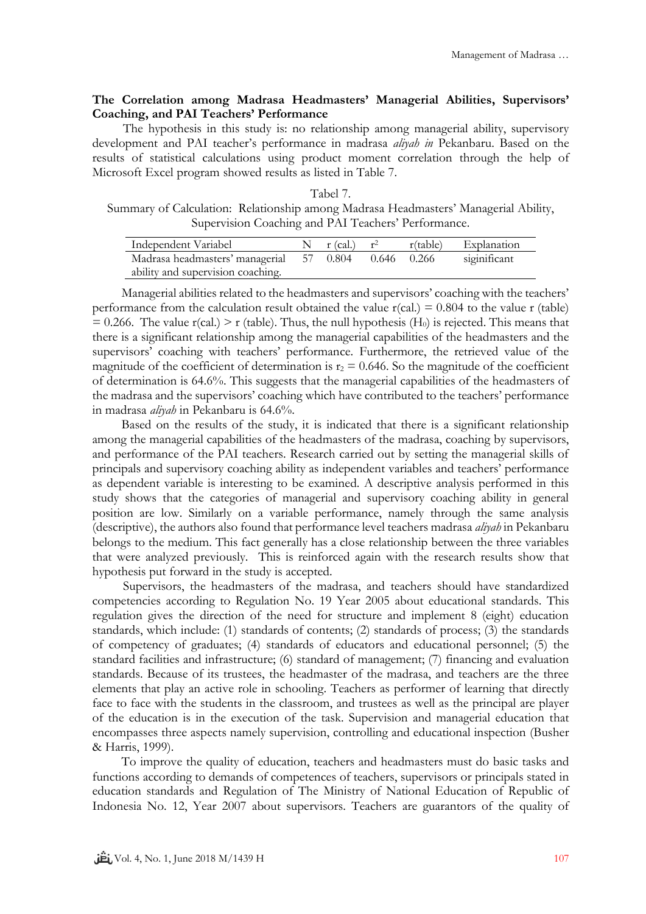**The Correlation among Madrasa Headmasters' Managerial Abilities, Supervisors' Coaching, and PAI Teachers' Performance**

The hypothesis in this study is: no relationship among managerial ability, supervisory development and PAI teacher's performance in madrasa *aliyah in* Pekanbaru. Based on the results of statistical calculations using product moment correlation through the help of Microsoft Excel program showed results as listed in Table 7.

Tabel 7.
Summary of Calculation: Relationship among Madrasa Headmasters' Managerial Ability, Supervision Coaching and PAI Teachers' Performance.

| Independent Variabel | N | r (cal.) | $r^2$ | r(table) | Explanation |
|---|---|---|---|---|---|
| Madrasa headmasters' managerial ability and supervision coaching. | 57 | 0.804 | 0.646 | 0.266 | siginificant |

Managerial abilities related to the headmasters and supervisors' coaching with the teachers' performance from the calculation result obtained the value r(cal.) = 0.804 to the value r (table) = 0.266. The value r(cal.) > r (table). Thus, the null hypothesis ($H_0$) is rejected. This means that there is a significant relationship among the managerial capabilities of the headmasters and the supervisors' coaching with teachers' performance. Furthermore, the retrieved value of the magnitude of the coefficient of determination is $r_2 = 0.646$. So the magnitude of the coefficient of determination is 64.6%. This suggests that the managerial capabilities of the headmasters of the madrasa and the supervisors' coaching which have contributed to the teachers' performance in madrasa *aliyah* in Pekanbaru is 64.6%.

Based on the results of the study, it is indicated that there is a significant relationship among the managerial capabilities of the headmasters of the madrasa, coaching by supervisors, and performance of the PAI teachers. Research carried out by setting the managerial skills of principals and supervisory coaching ability as independent variables and teachers' performance as dependent variable is interesting to be examined. A descriptive analysis performed in this study shows that the categories of managerial and supervisory coaching ability in general position are low. Similarly on a variable performance, namely through the same analysis (descriptive), the authors also found that performance level teachers madrasa *aliyah* in Pekanbaru belongs to the medium. This fact generally has a close relationship between the three variables that were analyzed previously. This is reinforced again with the research results show that hypothesis put forward in the study is accepted.

Supervisors, the headmasters of the madrasa, and teachers should have standardized competencies according to Regulation No. 19 Year 2005 about educational standards. This regulation gives the direction of the need for structure and implement 8 (eight) education standards, which include: (1) standards of contents; (2) standards of process; (3) the standards of competency of graduates; (4) standards of educators and educational personnel; (5) the standard facilities and infrastructure; (6) standard of management; (7) financing and evaluation standards. Because of its trustees, the headmaster of the madrasa, and teachers are the three elements that play an active role in schooling. Teachers as performer of learning that directly face to face with the students in the classroom, and trustees as well as the principal are player of the education is in the execution of the task. Supervision and managerial education that encompasses three aspects namely supervision, controlling and educational inspection (Busher & Harris, 1999).

To improve the quality of education, teachers and headmasters must do basic tasks and functions according to demands of competences of teachers, supervisors or principals stated in education standards and Regulation of The Ministry of National Education of Republic of Indonesia No. 12, Year 2007 about supervisors. Teachers are guarantors of the quality of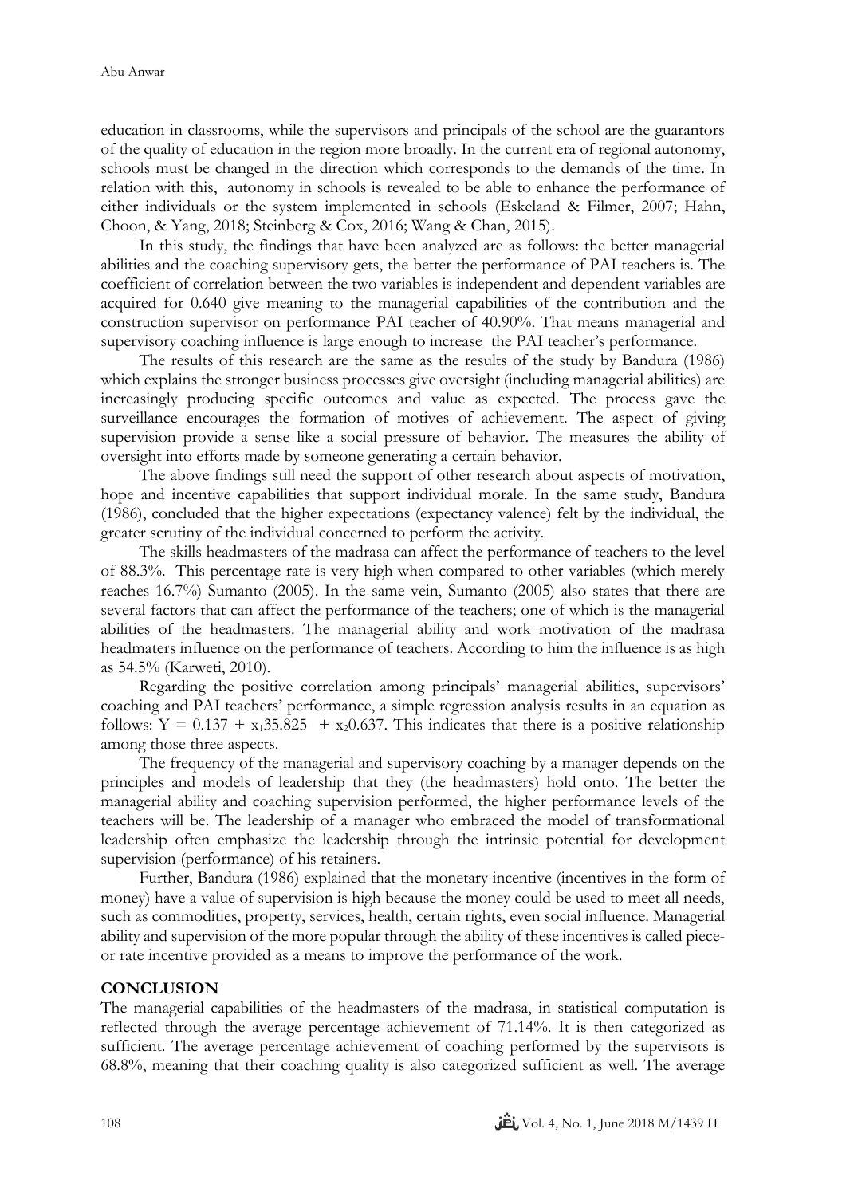education in classrooms, while the supervisors and principals of the school are the guarantors of the quality of education in the region more broadly. In the current era of regional autonomy, schools must be changed in the direction which corresponds to the demands of the time. In relation with this, autonomy in schools is revealed to be able to enhance the performance of either individuals or the system implemented in schools (Eskeland & Filmer, 2007; Hahn, Choon, & Yang, 2018; Steinberg & Cox, 2016; Wang & Chan, 2015).

In this study, the findings that have been analyzed are as follows: the better managerial abilities and the coaching supervisory gets, the better the performance of PAI teachers is. The coefficient of correlation between the two variables is independent and dependent variables are acquired for 0.640 give meaning to the managerial capabilities of the contribution and the construction supervisor on performance PAI teacher of 40.90%. That means managerial and supervisory coaching influence is large enough to increase the PAI teacher's performance.

The results of this research are the same as the results of the study by Bandura (1986) which explains the stronger business processes give oversight (including managerial abilities) are increasingly producing specific outcomes and value as expected. The process gave the surveillance encourages the formation of motives of achievement. The aspect of giving supervision provide a sense like a social pressure of behavior. The measures the ability of oversight into efforts made by someone generating a certain behavior.

The above findings still need the support of other research about aspects of motivation, hope and incentive capabilities that support individual morale. In the same study, Bandura (1986), concluded that the higher expectations (expectancy valence) felt by the individual, the greater scrutiny of the individual concerned to perform the activity.

The skills headmasters of the madrasa can affect the performance of teachers to the level of 88.3%. This percentage rate is very high when compared to other variables (which merely reaches 16.7%) Sumanto (2005). In the same vein, Sumanto (2005) also states that there are several factors that can affect the performance of the teachers; one of which is the managerial abilities of the headmasters. The managerial ability and work motivation of the madrasa headmaters influence on the performance of teachers. According to him the influence is as high as 54.5% (Karweti, 2010).

Regarding the positive correlation among principals' managerial abilities, supervisors' coaching and PAI teachers' performance, a simple regression analysis results in an equation as follows: $Y = 0.137 + x_1 35.825 + x_2 0.637$. This indicates that there is a positive relationship among those three aspects.

The frequency of the managerial and supervisory coaching by a manager depends on the principles and models of leadership that they (the headmasters) hold onto. The better the managerial ability and coaching supervision performed, the higher performance levels of the teachers will be. The leadership of a manager who embraced the model of transformational leadership often emphasize the leadership through the intrinsic potential for development supervision (performance) of his retainers.

Further, Bandura (1986) explained that the monetary incentive (incentives in the form of money) have a value of supervision is high because the money could be used to meet all needs, such as commodities, property, services, health, certain rights, even social influence. Managerial ability and supervision of the more popular through the ability of these incentives is called piece- or rate incentive provided as a means to improve the performance of the work.

## CONCLUSION

The managerial capabilities of the headmasters of the madrasa, in statistical computation is reflected through the average percentage achievement of 71.14%. It is then categorized as sufficient. The average percentage achievement of coaching performed by the supervisors is 68.8%, meaning that their coaching quality is also categorized sufficient as well. The average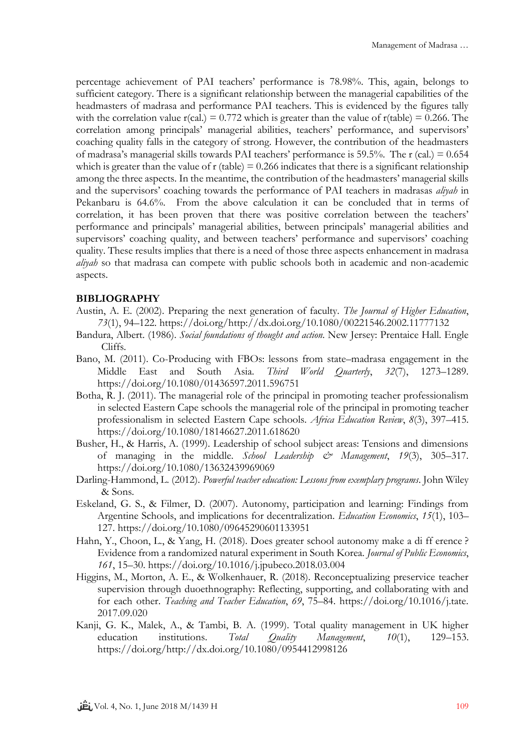percentage achievement of PAI teachers' performance is 78.98%. This, again, belongs to sufficient category. There is a significant relationship between the managerial capabilities of the headmasters of madrasa and performance PAI teachers. This is evidenced by the figures tally with the correlation value r(cal.) = 0.772 which is greater than the value of r(table) = 0.266. The correlation among principals' managerial abilities, teachers' performance, and supervisors' coaching quality falls in the category of strong. However, the contribution of the headmasters of madrasa's managerial skills towards PAI teachers' performance is 59.5%. The r (cal.) = 0.654 which is greater than the value of r (table) = 0.266 indicates that there is a significant relationship among the three aspects. In the meantime, the contribution of the headmasters' managerial skills and the supervisors' coaching towards the performance of PAI teachers in madrasas *aliyah* in Pekanbaru is 64.6%. From the above calculation it can be concluded that in terms of correlation, it has been proven that there was positive correlation between the teachers' performance and principals' managerial abilities, between principals' managerial abilities and supervisors' coaching quality, and between teachers' performance and supervisors' coaching quality. These results implies that there is a need of those three aspects enhancement in madrasa *aliyah* so that madrasa can compete with public schools both in academic and non-academic aspects.

## BIBLIOGRAPHY

Austin, A. E. (2002). Preparing the next generation of faculty. *The Journal of Higher Education*, *73*(1), 94–122. https://doi.org/http://dx.doi.org/10.1080/00221546.2002.11777132

Bandura, Albert. (1986). *Social foundations of thought and action*. New Jersey: Prentaice Hall. Engle Cliffs.

Bano, M. (2011). Co-Producing with FBOs: lessons from state–madrasa engagement in the Middle East and South Asia. *Third World Quarterly*, *32*(7), 1273–1289. https://doi.org/10.1080/01436597.2011.596751

Botha, R. J. (2011). The managerial role of the principal in promoting teacher professionalism in selected Eastern Cape schools the managerial role of the principal in promoting teacher professionalism in selected Eastern Cape schools. *Africa Education Review*, *8*(3), 397–415. https://doi.org/10.1080/18146627.2011.618620

Busher, H., & Harris, A. (1999). Leadership of school subject areas: Tensions and dimensions of managing in the middle. *School Leadership & Management*, *19*(3), 305–317. https://doi.org/10.1080/13632439969069

Darling-Hammond, L. (2012). *Powerful teacher education: Lessons from exemplary programs*. John Wiley & Sons.

Eskeland, G. S., & Filmer, D. (2007). Autonomy, participation and learning: Findings from Argentine Schools, and implications for decentralization. *Education Economics*, *15*(1), 103–127. https://doi.org/10.1080/09645290601133951

Hahn, Y., Choon, L., & Yang, H. (2018). Does greater school autonomy make a di ff erence ? Evidence from a randomized natural experiment in South Korea. *Journal of Public Economics*, *161*, 15–30. https://doi.org/10.1016/j.jpubeco.2018.03.004

Higgins, M., Morton, A. E., & Wolkenhauer, R. (2018). Reconceptualizing preservice teacher supervision through duoethnography: Reflecting, supporting, and collaborating with and for each other. *Teaching and Teacher Education*, *69*, 75–84. https://doi.org/10.1016/j.tate.2017.09.020

Kanji, G. K., Malek, A., & Tambi, B. A. (1999). Total quality management in UK higher education institutions. *Total Quality Management*, *10*(1), 129–153. https://doi.org/http://dx.doi.org/10.1080/0954412998126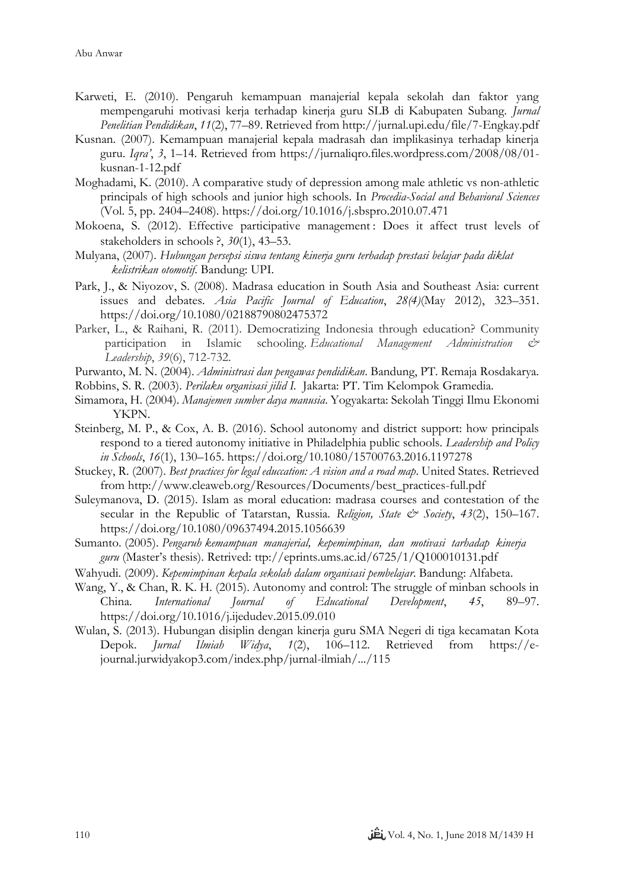Karweti, E. (2010). Pengaruh kemampuan manajerial kepala sekolah dan faktor yang mempengaruhi motivasi kerja terhadap kinerja guru SLB di Kabupaten Subang. *Jurnal Penelitian Pendidikan*, *11*(2), 77–89. Retrieved from http://jurnal.upi.edu/file/7-Engkay.pdf

Kusnan. (2007). Kemampuan manajerial kepala madrasah dan implikasinya terhadap kinerja guru. *Iqra'*, *3*, 1–14. Retrieved from https://jurnaliqro.files.wordpress.com/2008/08/01-kusnan-1-12.pdf

Moghadami, K. (2010). A comparative study of depression among male athletic vs non-athletic principals of high schools and junior high schools. In *Procedia-Social and Behavioral Sciences* (Vol. 5, pp. 2404–2408). https://doi.org/10.1016/j.sbspro.2010.07.471

Mokoena, S. (2012). Effective participative management : Does it affect trust levels of stakeholders in schools ?, *30*(1), 43–53.

Mulyana, (2007). *Hubungan persepsi siswa tentang kinerja guru terhadap prestasi belajar pada diklat kelistrikan otomotif*. Bandung: UPI.

Park, J., & Niyozov, S. (2008). Madrasa education in South Asia and Southeast Asia: current issues and debates. *Asia Pacific Journal of Education*, *28(4)*(May 2012), 323–351. https://doi.org/10.1080/02188790802475372

Parker, L., & Raihani, R. (2011). Democratizing Indonesia through education? Community participation in Islamic schooling. *Educational Management Administration & Leadership*, *39*(6), 712-732.

Purwanto, M. N. (2004). *Administrasi dan pengawas pendidikan*. Bandung, PT. Remaja Rosdakarya.

Robbins, S. R. (2003). *Perilaku organisasi jilid I*. Jakarta: PT. Tim Kelompok Gramedia.

Simamora, H. (2004). *Manajemen sumber daya manusia*. Yogyakarta: Sekolah Tinggi Ilmu Ekonomi YKPN.

Steinberg, M. P., & Cox, A. B. (2016). School autonomy and district support: how principals respond to a tiered autonomy initiative in Philadelphia public schools. *Leadership and Policy in Schools*, *16*(1), 130–165. https://doi.org/10.1080/15700763.2016.1197278

Stuckey, R. (2007). *Best practices for legal educcation: A vision and a road map*. United States. Retrieved from http://www.cleaweb.org/Resources/Documents/best_practices-full.pdf

Suleymanova, D. (2015). Islam as moral education: madrasa courses and contestation of the secular in the Republic of Tatarstan, Russia. *Religion, State & Society*, *43*(2), 150–167. https://doi.org/10.1080/09637494.2015.1056639

Sumanto. (2005). *Pengaruh kemampuan manajerial, kepemimpinan, dan motivasi tarhadap kinerja guru* (Master's thesis). Retrived: ttp://eprints.ums.ac.id/6725/1/Q100010131.pdf

Wahyudi. (2009). *Kepemimpinan kepala sekolah dalam organisasi pembelajar*. Bandung: Alfabeta.

Wang, Y., & Chan, R. K. H. (2015). Autonomy and control: The struggle of minban schools in China. *International Journal of Educational Development*, *45*, 89–97. https://doi.org/10.1016/j.ijedudev.2015.09.010

Wulan, S. (2013). Hubungan disiplin dengan kinerja guru SMA Negeri di tiga kecamatan Kota Depok. *Jurnal Ilmiah Widya*, *1*(2), 106–112. Retrieved from https://e-journal.jurwidyakop3.com/index.php/jurnal-ilmiah/.../115